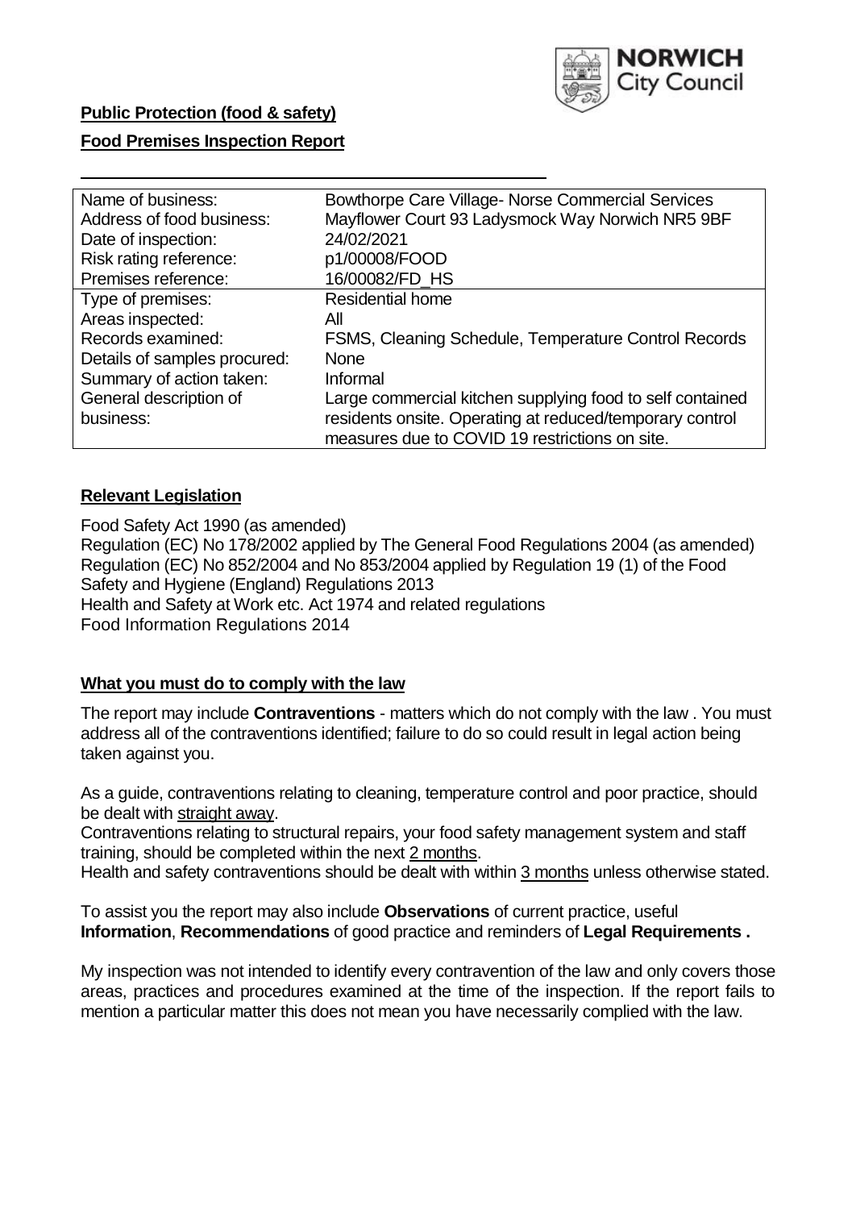**Public Protection (food & safety)**

**Food Premises Inspection Report**

| | |
|---|---|
| Name of business: | Bowthorpe Care Village- Norse Commercial Services |
| Address of food business: | Mayflower Court 93 Ladysmock Way Norwich NR5 9BF |
| Date of inspection: | 24/02/2021 |
| Risk rating reference: | p1/00008/FOOD |
| Premises reference: | 16/00082/FD_HS |
| Type of premises: | Residential home |
| Areas inspected: | All |
| Records examined: | FSMS, Cleaning Schedule, Temperature Control Records |
| Details of samples procured: | None |
| Summary of action taken: | Informal |
| General description of business: | Large commercial kitchen supplying food to self contained residents onsite. Operating at reduced/temporary control measures due to COVID 19 restrictions on site. |

## Relevant Legislation

Food Safety Act 1990 (as amended)
Regulation (EC) No 178/2002 applied by The General Food Regulations 2004 (as amended)
Regulation (EC) No 852/2004 and No 853/2004 applied by Regulation 19 (1) of the Food Safety and Hygiene (England) Regulations 2013
Health and Safety at Work etc. Act 1974 and related regulations
Food Information Regulations 2014

## What you must do to comply with the law

The report may include **Contraventions** - matters which do not comply with the law . You must address all of the contraventions identified; failure to do so could result in legal action being taken against you.

As a guide, contraventions relating to cleaning, temperature control and poor practice, should be dealt with straight away.
Contraventions relating to structural repairs, your food safety management system and staff training, should be completed within the next 2 months.
Health and safety contraventions should be dealt with within 3 months unless otherwise stated.

To assist you the report may also include **Observations** of current practice, useful **Information**, **Recommendations** of good practice and reminders of **Legal Requirements .**

My inspection was not intended to identify every contravention of the law and only covers those areas, practices and procedures examined at the time of the inspection. If the report fails to mention a particular matter this does not mean you have necessarily complied with the law.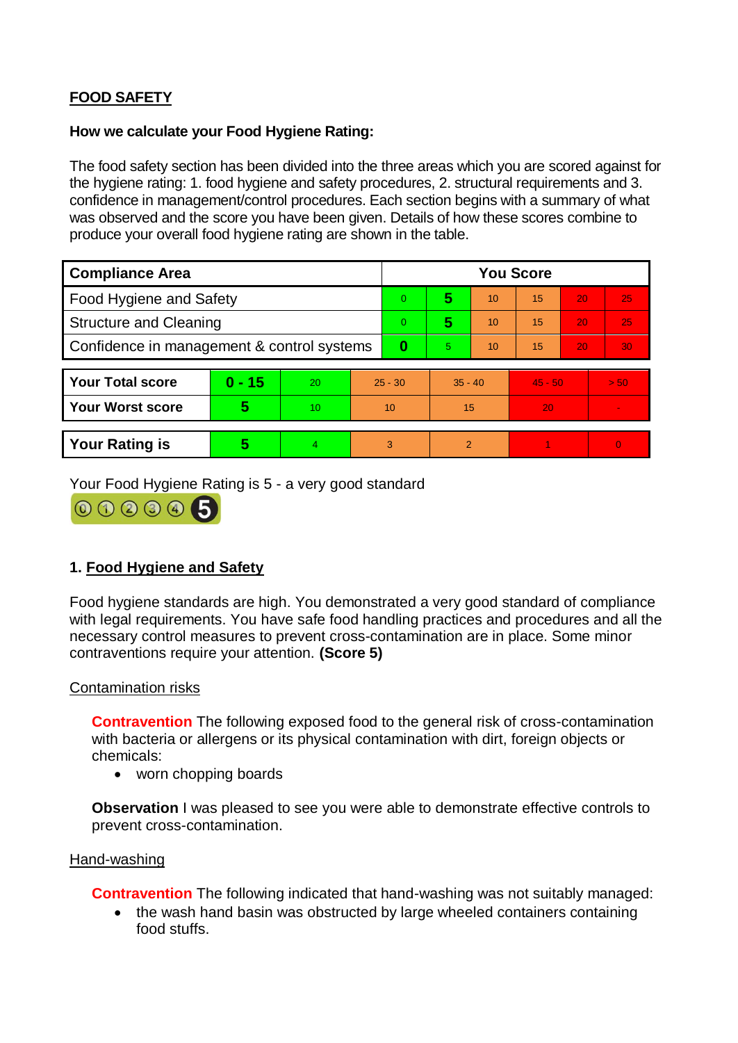## FOOD SAFETY

**How we calculate your Food Hygiene Rating:**

The food safety section has been divided into the three areas which you are scored against for the hygiene rating: 1. food hygiene and safety procedures, 2. structural requirements and 3. confidence in management/control procedures. Each section begins with a summary of what was observed and the score you have been given. Details of how these scores combine to produce your overall food hygiene rating are shown in the table.

| Compliance Area | You Score | | | | | |
|---|---|---|---|---|---|---|
| Food Hygiene and Safety | 0 | **5** | 10 | 15 | 20 | 25 |
| Structure and Cleaning | 0 | **5** | 10 | 15 | 20 | 25 |
| Confidence in management & control systems | **0** | 5 | 10 | 15 | 20 | 30 |

| | | | | | | |
|---|---|---|---|---|---|---|
| **Your Total score** | **0 - 15** | 20 | 25 - 30 | 35 - 40 | 45 - 50 | > 50 |
| **Your Worst score** | **5** | 10 | 10 | 15 | 20 | - |

| | | | | | | |
|---|---|---|---|---|---|---|
| **Your Rating is** | **5** | 4 | 3 | 2 | 1 | 0 |

Your Food Hygiene Rating is 5 - a very good standard

### 1. Food Hygiene and Safety

Food hygiene standards are high. You demonstrated a very good standard of compliance with legal requirements. You have safe food handling practices and procedures and all the necessary control measures to prevent cross-contamination are in place. Some minor contraventions require your attention. **(Score 5)**

Contamination risks

**Contravention** The following exposed food to the general risk of cross-contamination with bacteria or allergens or its physical contamination with dirt, foreign objects or chemicals:

- worn chopping boards

**Observation** I was pleased to see you were able to demonstrate effective controls to prevent cross-contamination.

Hand-washing

**Contravention** The following indicated that hand-washing was not suitably managed:

- the wash hand basin was obstructed by large wheeled containers containing food stuffs.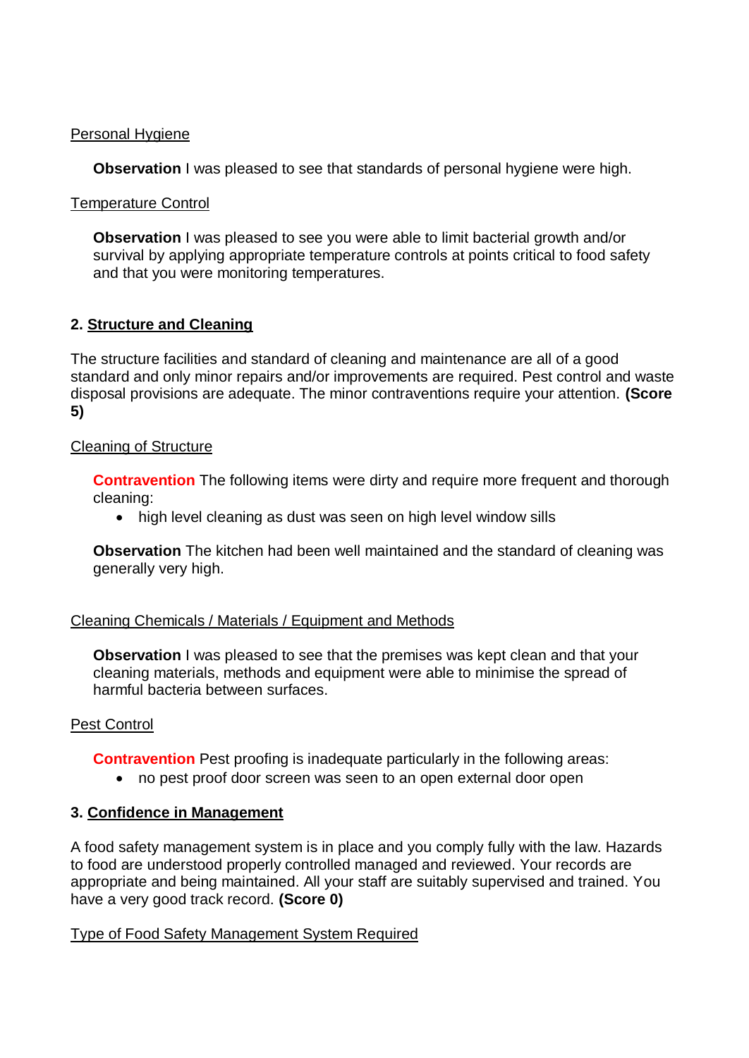Personal Hygiene

**Observation** I was pleased to see that standards of personal hygiene were high.

Temperature Control

**Observation** I was pleased to see you were able to limit bacterial growth and/or survival by applying appropriate temperature controls at points critical to food safety and that you were monitoring temperatures.

## 2. Structure and Cleaning

The structure facilities and standard of cleaning and maintenance are all of a good standard and only minor repairs and/or improvements are required. Pest control and waste disposal provisions are adequate. The minor contraventions require your attention. **(Score 5)**

Cleaning of Structure

**Contravention** The following items were dirty and require more frequent and thorough cleaning:

- high level cleaning as dust was seen on high level window sills

**Observation** The kitchen had been well maintained and the standard of cleaning was generally very high.

Cleaning Chemicals / Materials / Equipment and Methods

**Observation** I was pleased to see that the premises was kept clean and that your cleaning materials, methods and equipment were able to minimise the spread of harmful bacteria between surfaces.

Pest Control

**Contravention** Pest proofing is inadequate particularly in the following areas:

- no pest proof door screen was seen to an open external door open

## 3. Confidence in Management

A food safety management system is in place and you comply fully with the law. Hazards to food are understood properly controlled managed and reviewed. Your records are appropriate and being maintained. All your staff are suitably supervised and trained. You have a very good track record. **(Score 0)**

Type of Food Safety Management System Required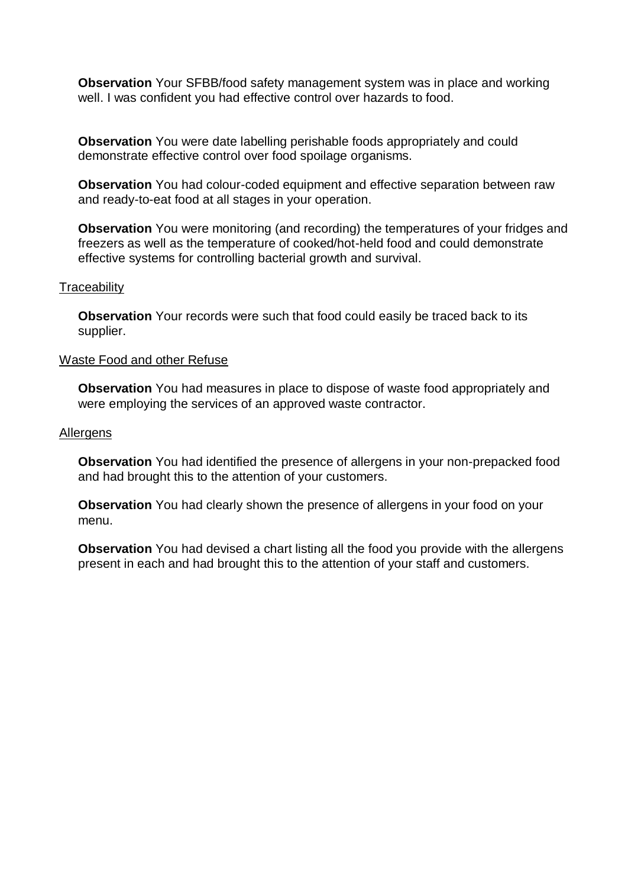**Observation** Your SFBB/food safety management system was in place and working well. I was confident you had effective control over hazards to food.

**Observation** You were date labelling perishable foods appropriately and could demonstrate effective control over food spoilage organisms.

**Observation** You had colour-coded equipment and effective separation between raw and ready-to-eat food at all stages in your operation.

**Observation** You were monitoring (and recording) the temperatures of your fridges and freezers as well as the temperature of cooked/hot-held food and could demonstrate effective systems for controlling bacterial growth and survival.

Traceability

**Observation** Your records were such that food could easily be traced back to its supplier.

Waste Food and other Refuse

**Observation** You had measures in place to dispose of waste food appropriately and were employing the services of an approved waste contractor.

Allergens

**Observation** You had identified the presence of allergens in your non-prepacked food and had brought this to the attention of your customers.

**Observation** You had clearly shown the presence of allergens in your food on your menu.

**Observation** You had devised a chart listing all the food you provide with the allergens present in each and had brought this to the attention of your staff and customers.